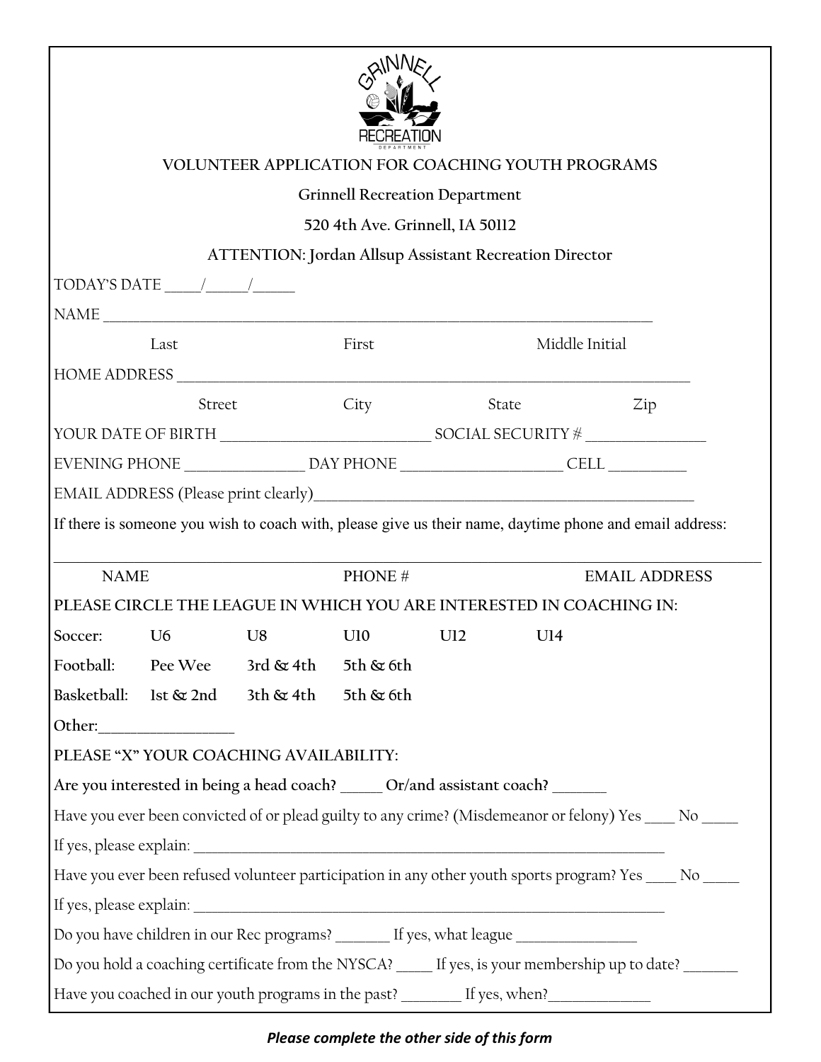# VOLUNTEER APPLICATION FOR COACHING YOUTH PROGRAMS

**Grinnell Recreation Department**

**520 4th Ave. Grinnell, IA 50112**

**ATTENTION: Jordan Allsup Assistant Recreation Director**

TODAY'S DATE _____/______/______

NAME ___________________________________________________________________________

Last First Middle Initial

HOME ADDRESS ______________________________________________________________________

Street City State Zip

YOUR DATE OF BIRTH ____________________________ SOCIAL SECURITY # ________________

EVENING PHONE ________________ DAY PHONE ______________________ CELL ___________

EMAIL ADDRESS (Please print clearly)___________________________________________________

If there is someone you wish to coach with, please give us their name, daytime phone and email address:

____________________________________________________________________________________________

NAME PHONE # EMAIL ADDRESS

**PLEASE CIRCLE THE LEAGUE IN WHICH YOU ARE INTERESTED IN COACHING IN:**

| | | | | | |
|---|---|---|---|---|---|
| **Soccer:** | U6 | U8 | U10 | U12 | U14 |
| **Football:** | Pee Wee | 3rd & 4th | 5th & 6th | | |
| **Basketball:** | 1st & 2nd | 3th & 4th | 5th & 6th | | |

**Other:**__________________

**PLEASE "X" YOUR COACHING AVAILABILITY:**

**Are you interested in being a head coach? ______ Or/and assistant coach? _______**

Have you ever been convicted of or plead guilty to any crime? (Misdemeanor or felony) Yes ____ No _____

If yes, please explain: ____________________________________________________________________

Have you ever been refused volunteer participation in any other youth sports program? Yes ____ No _____

If yes, please explain: ____________________________________________________________________

Do you have children in our Rec programs? _______ If yes, what league ________________

Do you hold a coaching certificate from the NYSCA? _____ If yes, is your membership up to date? _______

Have you coached in our youth programs in the past? ________ If yes, when?______________

***Please complete the other side of this form***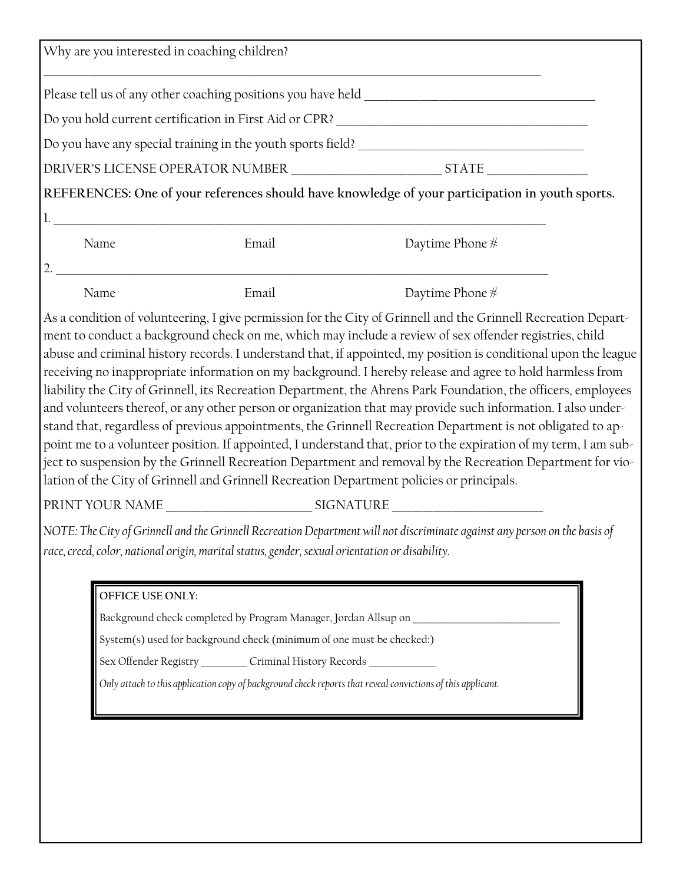Why are you interested in coaching children?

\_\_\_\_\_\_\_\_\_\_\_\_\_\_\_\_\_\_\_\_\_\_\_\_\_\_\_\_\_\_\_\_\_\_\_\_\_\_\_\_\_\_\_\_\_\_\_\_\_\_\_\_\_\_\_\_\_\_\_\_\_\_\_\_\_\_\_\_\_\_\_\_\_\_\_\_\_\_

Please tell us of any other coaching positions you have held \_\_\_\_\_\_\_\_\_\_\_\_\_\_\_\_\_\_\_\_\_\_\_\_\_\_\_\_\_\_\_\_

Do you hold current certification in First Aid or CPR? \_\_\_\_\_\_\_\_\_\_\_\_\_\_\_\_\_\_\_\_\_\_\_\_\_\_\_\_\_\_\_\_\_\_\_

Do you have any special training in the youth sports field? \_\_\_\_\_\_\_\_\_\_\_\_\_\_\_\_\_\_\_\_\_\_\_\_\_\_\_\_\_\_\_\_

DRIVER'S LICENSE OPERATOR NUMBER \_\_\_\_\_\_\_\_\_\_\_\_\_\_\_\_\_\_\_\_\_\_ STATE \_\_\_\_\_\_\_\_\_\_\_\_\_\_

**REFERENCES: One of your references should have knowledge of your participation in youth sports.**

1. \_\_\_\_\_\_\_\_\_\_\_\_\_\_\_\_\_\_\_\_\_\_\_\_\_\_\_\_\_\_\_\_\_\_\_\_\_\_\_\_\_\_\_\_\_\_\_\_\_\_\_\_\_\_\_\_\_\_\_\_\_\_\_\_\_\_\_\_\_\_\_\_\_\_\_\_

Name Email Daytime Phone #

2. \_\_\_\_\_\_\_\_\_\_\_\_\_\_\_\_\_\_\_\_\_\_\_\_\_\_\_\_\_\_\_\_\_\_\_\_\_\_\_\_\_\_\_\_\_\_\_\_\_\_\_\_\_\_\_\_\_\_\_\_\_\_\_\_\_\_\_\_\_\_\_\_\_\_\_\_

Name Email Daytime Phone #

As a condition of volunteering, I give permission for the City of Grinnell and the Grinnell Recreation Department to conduct a background check on me, which may include a review of sex offender registries, child abuse and criminal history records. I understand that, if appointed, my position is conditional upon the league receiving no inappropriate information on my background. I hereby release and agree to hold harmless from liability the City of Grinnell, its Recreation Department, the Ahrens Park Foundation, the officers, employees and volunteers thereof, or any other person or organization that may provide such information. I also understand that, regardless of previous appointments, the Grinnell Recreation Department is not obligated to appoint me to a volunteer position. If appointed, I understand that, prior to the expiration of my term, I am subject to suspension by the Grinnell Recreation Department and removal by the Recreation Department for violation of the City of Grinnell and Grinnell Recreation Department policies or principals.

PRINT YOUR NAME \_\_\_\_\_\_\_\_\_\_\_\_\_\_\_\_\_\_\_\_\_\_ SIGNATURE \_\_\_\_\_\_\_\_\_\_\_\_\_\_\_\_\_\_\_\_\_\_

*NOTE: The City of Grinnell and the Grinnell Recreation Department will not discriminate against any person on the basis of race, creed, color, national origin, marital status, gender, sexual orientation or disability.*

**OFFICE USE ONLY:**

Background check completed by Program Manager, Jordan Allsup on \_\_\_\_\_\_\_\_\_\_\_\_\_\_\_\_\_\_\_\_\_\_\_\_

System(s) used for background check (minimum of one must be checked:)

Sex Offender Registry \_\_\_\_\_\_\_\_ Criminal History Records \_\_\_\_\_\_\_\_\_\_\_\_

*Only attach to this application copy of background check reports that reveal convictions of this applicant.*